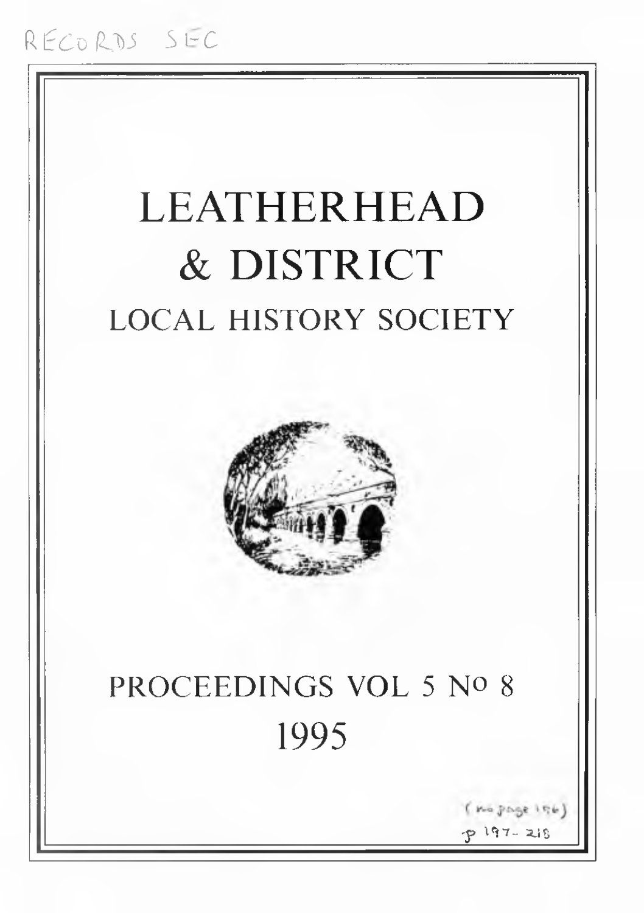RECORDS SEC

# LEATHERHEAD & DISTRICT

## LOCAL HISTORY SOCIETY

PROCEEDINGS VOL 5 No 8

1995

(no page 196)
p 197 - 218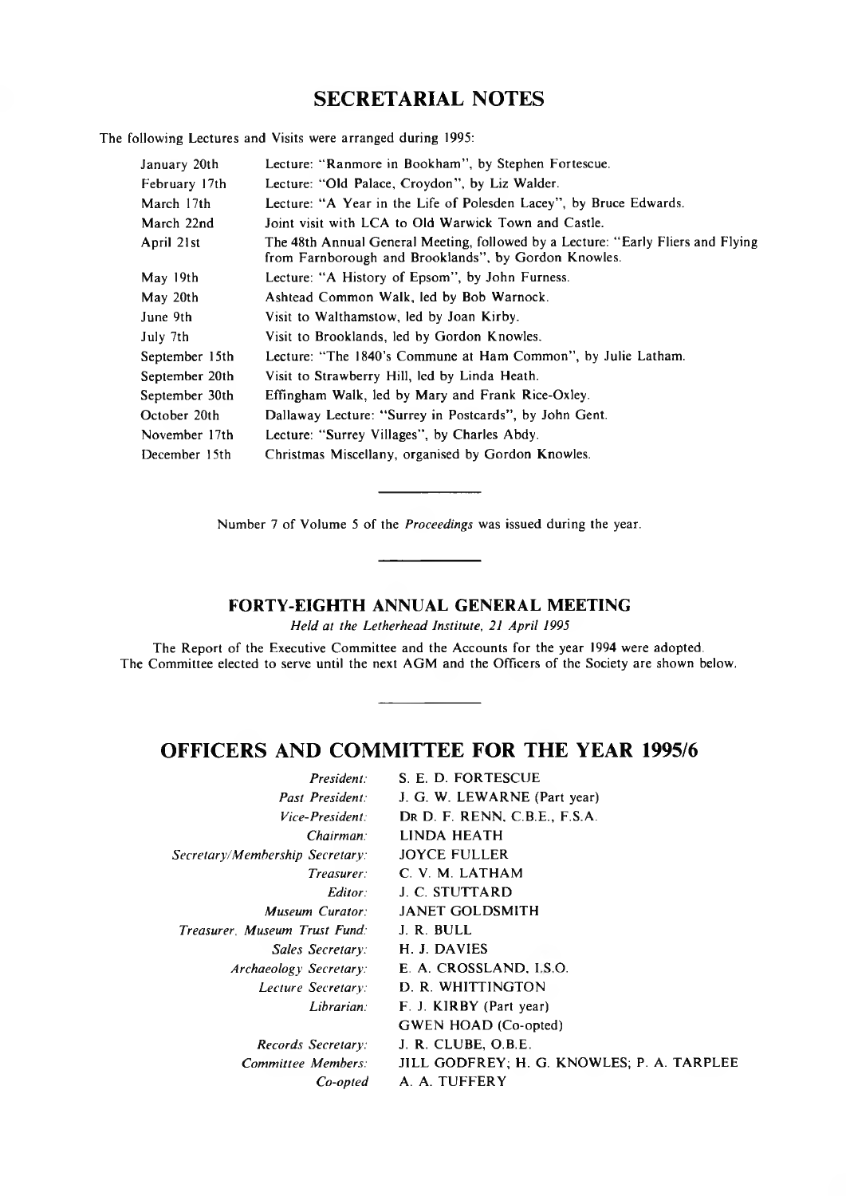## SECRETARIAL NOTES

The following Lectures and Visits were arranged during 1995:

| | |
|---|---|
| January 20th | Lecture: "Ranmore in Bookham", by Stephen Fortescue. |
| February 17th | Lecture: "Old Palace, Croydon", by Liz Walder. |
| March 17th | Lecture: "A Year in the Life of Polesden Lacey", by Bruce Edwards. |
| March 22nd | Joint visit with LCA to Old Warwick Town and Castle. |
| April 21st | The 48th Annual General Meeting, followed by a Lecture: "Early Fliers and Flying from Farnborough and Brooklands", by Gordon Knowles. |
| May 19th | Lecture: "A History of Epsom", by John Furness. |
| May 20th | Ashtead Common Walk, led by Bob Warnock. |
| June 9th | Visit to Walthamstow, led by Joan Kirby. |
| July 7th | Visit to Brooklands, led by Gordon Knowles. |
| September 15th | Lecture: "The 1840's Commune at Ham Common", by Julie Latham. |
| September 20th | Visit to Strawberry Hill, led by Linda Heath. |
| September 30th | Effingham Walk, led by Mary and Frank Rice-Oxley. |
| October 20th | Dallaway Lecture: "Surrey in Postcards", by John Gent. |
| November 17th | Lecture: "Surrey Villages", by Charles Abdy. |
| December 15th | Christmas Miscellany, organised by Gordon Knowles. |

Number 7 of Volume 5 of the *Proceedings* was issued during the year.

### FORTY-EIGHTH ANNUAL GENERAL MEETING

*Held at the Letherhead Institute, 21 April 1995*

The Report of the Executive Committee and the Accounts for the year 1994 were adopted. The Committee elected to serve until the next AGM and the Officers of the Society are shown below.

## OFFICERS AND COMMITTEE FOR THE YEAR 1995/6

| | |
|---|---|
| *President:* | S. E. D. FORTESCUE |
| *Past President:* | J. G. W. LEWARNE (Part year) |
| *Vice-President:* | DR D. F. RENN, C.B.E., F.S.A. |
| *Chairman:* | LINDA HEATH |
| *Secretary/Membership Secretary:* | JOYCE FULLER |
| *Treasurer:* | C. V. M. LATHAM |
| *Editor:* | J. C. STUTTARD |
| *Museum Curator:* | JANET GOLDSMITH |
| *Treasurer, Museum Trust Fund:* | J. R. BULL |
| *Sales Secretary:* | H. J. DAVIES |
| *Archaeology Secretary:* | E. A. CROSSLAND, I.S.O. |
| *Lecture Secretary:* | D. R. WHITTINGTON |
| *Librarian:* | F. J. KIRBY (Part year) |
| | GWEN HOAD (Co-opted) |
| *Records Secretary:* | J. R. CLUBE, O.B.E. |
| *Committee Members:* | JILL GODFREY; H. G. KNOWLES; P. A. TARPLEE |
| *Co-opted* | A. A. TUFFERY |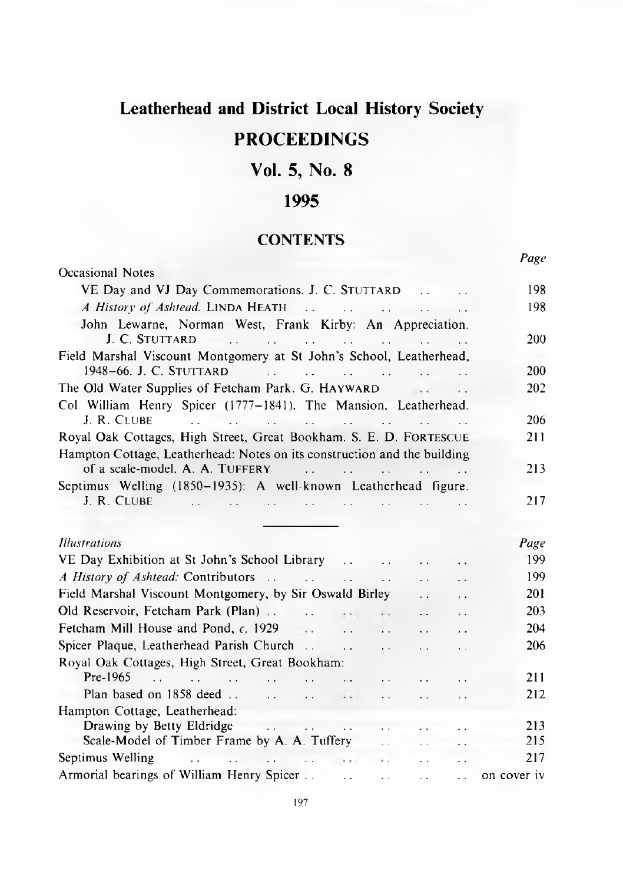# Leatherhead and District Local History Society

# PROCEEDINGS

## Vol. 5, No. 8

## 1995

### CONTENTS

| | Page |
|---|---|
| Occasional Notes | |
| VE Day and VJ Day Commemorations. J. C. STUTTARD | 198 |
| *A History of Ashtead.* LINDA HEATH | 198 |
| John Lewarne, Norman West, Frank Kirby: An Appreciation. J. C. STUTTARD | 200 |
| Field Marshal Viscount Montgomery at St John's School, Leatherhead, 1948–66. J. C. STUTTARD | 200 |
| The Old Water Supplies of Fetcham Park. G. HAYWARD | 202 |
| Col William Henry Spicer (1777–1841). The Mansion, Leatherhead. J. R. CLUBE | 206 |
| Royal Oak Cottages, High Street, Great Bookham. S. E. D. FORTESCUE | 211 |
| Hampton Cottage, Leatherhead: Notes on its construction and the building of a scale-model. A. A. TUFFERY | 213 |
| Septimus Welling (1850–1935): A well-known Leatherhead figure. J. R. CLUBE | 217 |

---

| *Illustrations* | Page |
|---|---|
| VE Day Exhibition at St John's School Library | 199 |
| *A History of Ashtead:* Contributors | 199 |
| Field Marshal Viscount Montgomery, by Sir Oswald Birley | 201 |
| Old Reservoir, Fetcham Park (Plan) | 203 |
| Fetcham Mill House and Pond, *c.* 1929 | 204 |
| Spicer Plaque, Leatherhead Parish Church | 206 |
| Royal Oak Cottages, High Street, Great Bookham: | |
| Pre-1965 | 211 |
| Plan based on 1858 deed | 212 |
| Hampton Cottage, Leatherhead: | |
| Drawing by Betty Eldridge | 213 |
| Scale-Model of Timber Frame by A. A. Tuffery | 215 |
| Septimus Welling | 217 |
| Armorial bearings of William Henry Spicer | on cover iv |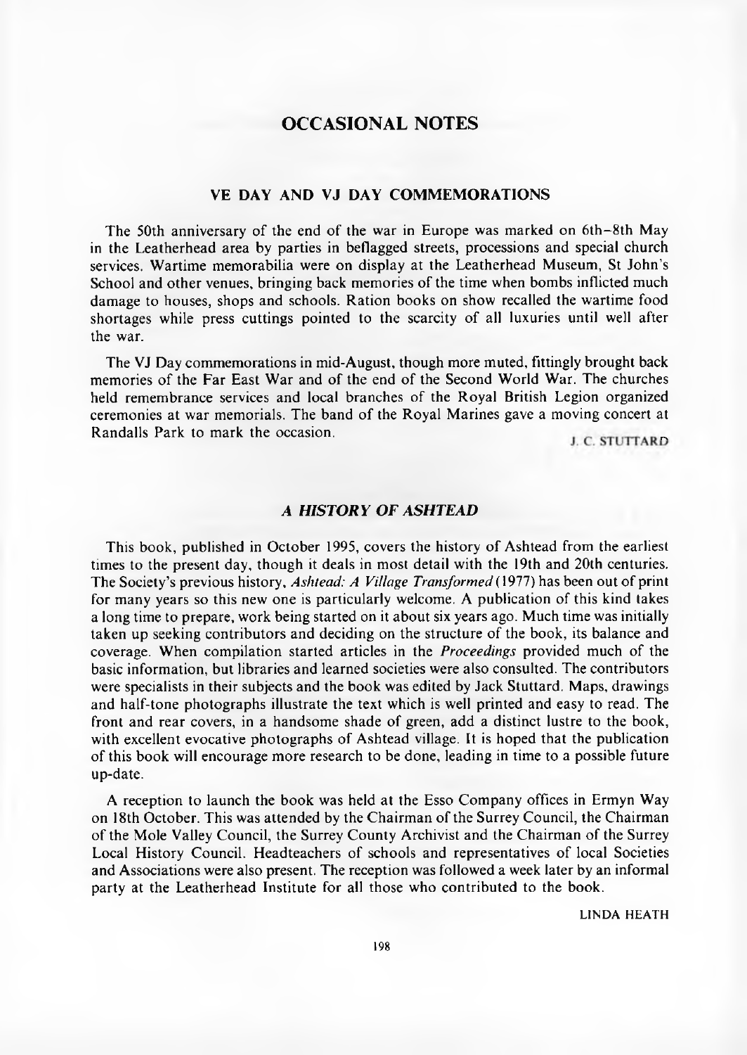# OCCASIONAL NOTES

## VE DAY AND VJ DAY COMMEMORATIONS

The 50th anniversary of the end of the war in Europe was marked on 6th–8th May in the Leatherhead area by parties in beflagged streets, processions and special church services. Wartime memorabilia were on display at the Leatherhead Museum, St John's School and other venues, bringing back memories of the time when bombs inflicted much damage to houses, shops and schools. Ration books on show recalled the wartime food shortages while press cuttings pointed to the scarcity of all luxuries until well after the war.

The VJ Day commemorations in mid-August, though more muted, fittingly brought back memories of the Far East War and of the end of the Second World War. The churches held remembrance services and local branches of the Royal British Legion organized ceremonies at war memorials. The band of the Royal Marines gave a moving concert at Randalls Park to mark the occasion.

J. C. STUTTARD

## *A HISTORY OF ASHTEAD*

This book, published in October 1995, covers the history of Ashtead from the earliest times to the present day, though it deals in most detail with the 19th and 20th centuries. The Society's previous history, *Ashtead: A Village Transformed* (1977) has been out of print for many years so this new one is particularly welcome. A publication of this kind takes a long time to prepare, work being started on it about six years ago. Much time was initially taken up seeking contributors and deciding on the structure of the book, its balance and coverage. When compilation started articles in the *Proceedings* provided much of the basic information, but libraries and learned societies were also consulted. The contributors were specialists in their subjects and the book was edited by Jack Stuttard. Maps, drawings and half-tone photographs illustrate the text which is well printed and easy to read. The front and rear covers, in a handsome shade of green, add a distinct lustre to the book, with excellent evocative photographs of Ashtead village. It is hoped that the publication of this book will encourage more research to be done, leading in time to a possible future up-date.

A reception to launch the book was held at the Esso Company offices in Ermyn Way on 18th October. This was attended by the Chairman of the Surrey Council, the Chairman of the Mole Valley Council, the Surrey County Archivist and the Chairman of the Surrey Local History Council. Headteachers of schools and representatives of local Societies and Associations were also present. The reception was followed a week later by an informal party at the Leatherhead Institute for all those who contributed to the book.

LINDA HEATH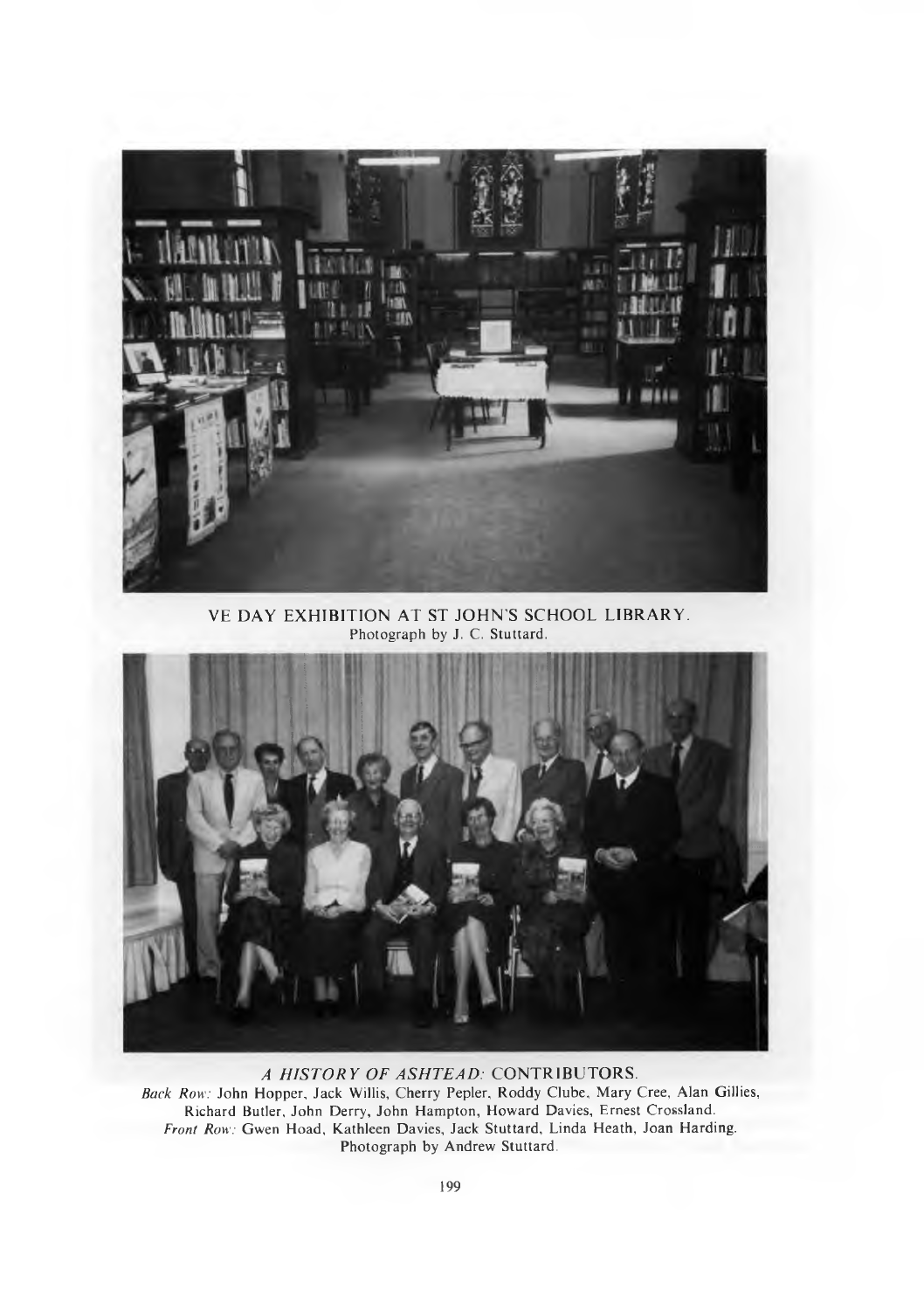VE DAY EXHIBITION AT ST JOHN'S SCHOOL LIBRARY.
Photograph by J. C. Stuttard.

*A HISTORY OF ASHTEAD:* CONTRIBUTORS.
*Back Row:* John Hopper, Jack Willis, Cherry Pepler, Roddy Clube, Mary Cree, Alan Gillies, Richard Butler, John Derry, John Hampton, Howard Davies, Ernest Crossland.
*Front Row:* Gwen Hoad, Kathleen Davies, Jack Stuttard, Linda Heath, Joan Harding.
Photograph by Andrew Stuttard.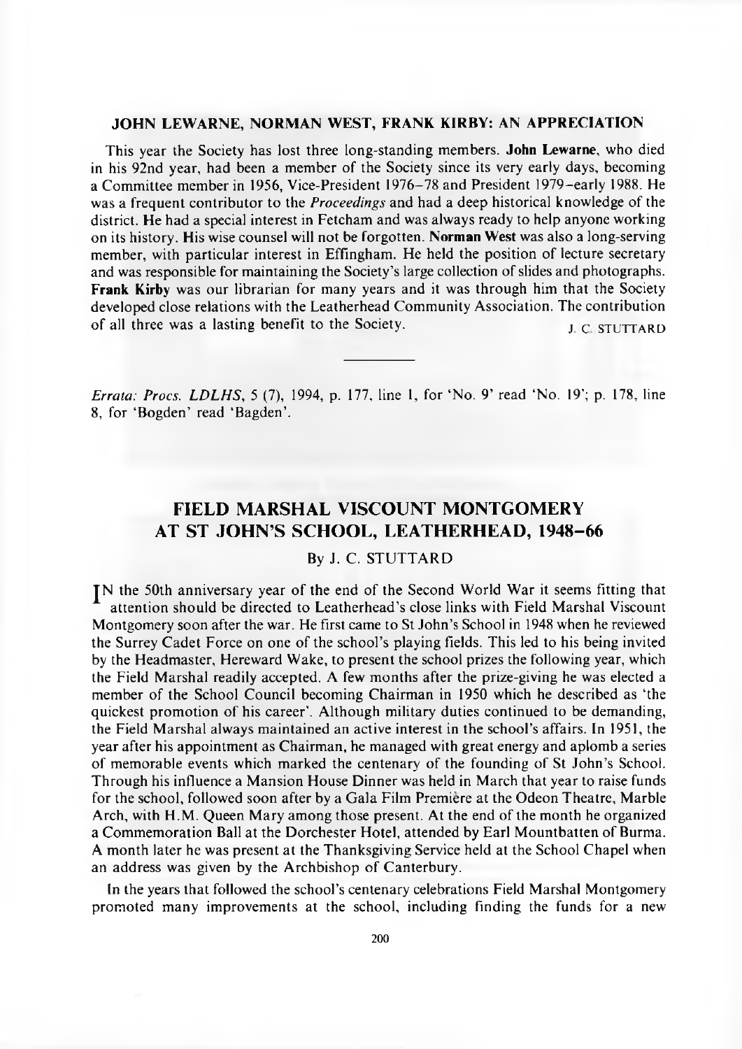## JOHN LEWARNE, NORMAN WEST, FRANK KIRBY: AN APPRECIATION

This year the Society has lost three long-standing members. **John Lewarne**, who died in his 92nd year, had been a member of the Society since its very early days, becoming a Committee member in 1956, Vice-President 1976–78 and President 1979–early 1988. He was a frequent contributor to the *Proceedings* and had a deep historical knowledge of the district. He had a special interest in Fetcham and was always ready to help anyone working on its history. His wise counsel will not be forgotten. **Norman West** was also a long-serving member, with particular interest in Effingham. He held the position of lecture secretary and was responsible for maintaining the Society's large collection of slides and photographs. **Frank Kirby** was our librarian for many years and it was through him that the Society developed close relations with the Leatherhead Community Association. The contribution of all three was a lasting benefit to the Society.

J. C. STUTTARD

---

*Errata: Procs. LDLHS*, 5 (7), 1994, p. 177, line 1, for 'No. 9' read 'No. 19'; p. 178, line 8, for 'Bogden' read 'Bagden'.

# FIELD MARSHAL VISCOUNT MONTGOMERY AT ST JOHN'S SCHOOL, LEATHERHEAD, 1948–66

By J. C. STUTTARD

IN the 50th anniversary year of the end of the Second World War it seems fitting that attention should be directed to Leatherhead's close links with Field Marshal Viscount Montgomery soon after the war. He first came to St John's School in 1948 when he reviewed the Surrey Cadet Force on one of the school's playing fields. This led to his being invited by the Headmaster, Hereward Wake, to present the school prizes the following year, which the Field Marshal readily accepted. A few months after the prize-giving he was elected a member of the School Council becoming Chairman in 1950 which he described as 'the quickest promotion of his career'. Although military duties continued to be demanding, the Field Marshal always maintained an active interest in the school's affairs. In 1951, the year after his appointment as Chairman, he managed with great energy and aplomb a series of memorable events which marked the centenary of the founding of St John's School. Through his influence a Mansion House Dinner was held in March that year to raise funds for the school, followed soon after by a Gala Film Première at the Odeon Theatre, Marble Arch, with H.M. Queen Mary among those present. At the end of the month he organized a Commemoration Ball at the Dorchester Hotel, attended by Earl Mountbatten of Burma. A month later he was present at the Thanksgiving Service held at the School Chapel when an address was given by the Archbishop of Canterbury.

In the years that followed the school's centenary celebrations Field Marshal Montgomery promoted many improvements at the school, including finding the funds for a new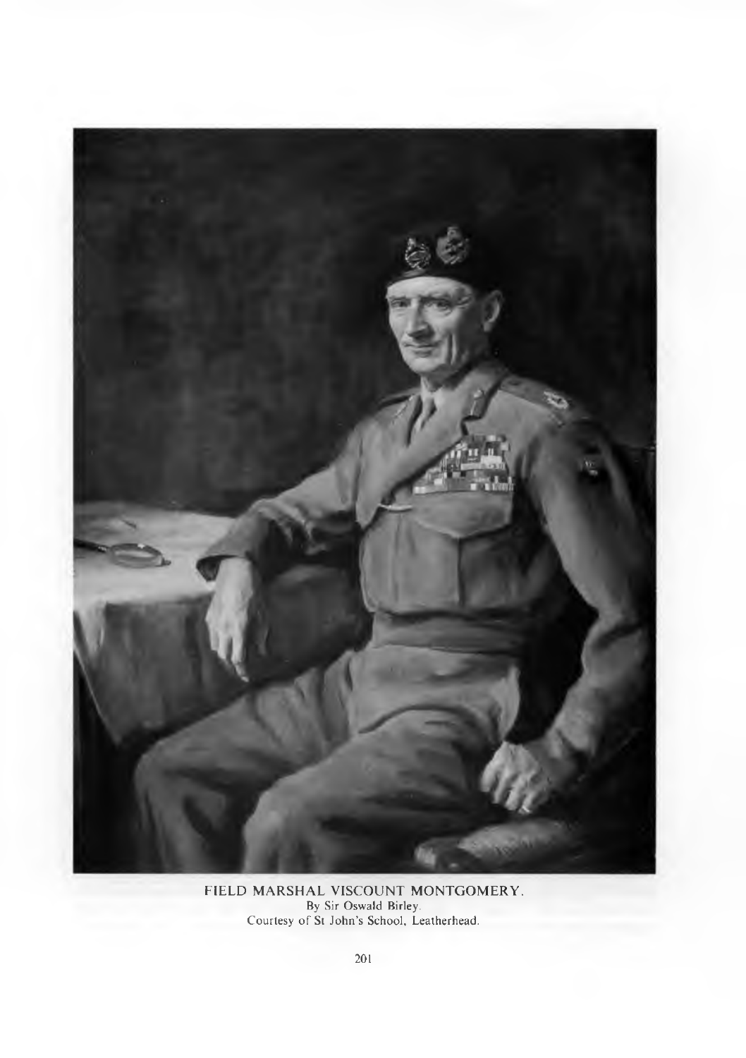FIELD MARSHAL VISCOUNT MONTGOMERY.
By Sir Oswald Birley.
Courtesy of St John's School, Leatherhead.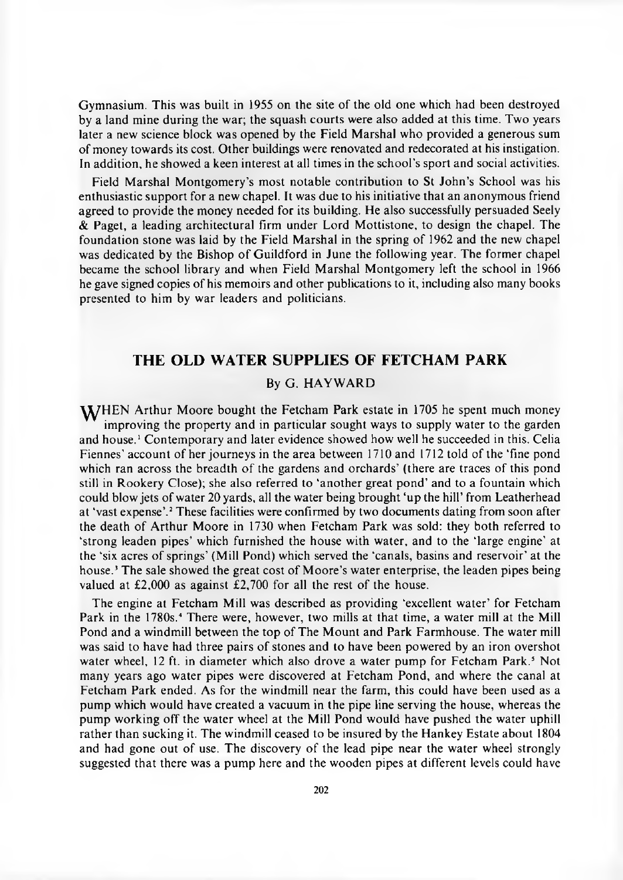Gymnasium. This was built in 1955 on the site of the old one which had been destroyed by a land mine during the war; the squash courts were also added at this time. Two years later a new science block was opened by the Field Marshal who provided a generous sum of money towards its cost. Other buildings were renovated and redecorated at his instigation. In addition, he showed a keen interest at all times in the school's sport and social activities.

Field Marshal Montgomery's most notable contribution to St John's School was his enthusiastic support for a new chapel. It was due to his initiative that an anonymous friend agreed to provide the money needed for its building. He also successfully persuaded Seely & Paget, a leading architectural firm under Lord Mottistone, to design the chapel. The foundation stone was laid by the Field Marshal in the spring of 1962 and the new chapel was dedicated by the Bishop of Guildford in June the following year. The former chapel became the school library and when Field Marshal Montgomery left the school in 1966 he gave signed copies of his memoirs and other publications to it, including also many books presented to him by war leaders and politicians.

## THE OLD WATER SUPPLIES OF FETCHAM PARK

By G. HAYWARD

WHEN Arthur Moore bought the Fetcham Park estate in 1705 he spent much money improving the property and in particular sought ways to supply water to the garden and house.[1] Contemporary and later evidence showed how well he succeeded in this. Celia Fiennes' account of her journeys in the area between 1710 and 1712 told of the 'fine pond which ran across the breadth of the gardens and orchards' (there are traces of this pond still in Rookery Close); she also referred to 'another great pond' and to a fountain which could blow jets of water 20 yards, all the water being brought 'up the hill' from Leatherhead at 'vast expense'.[2] These facilities were confirmed by two documents dating from soon after the death of Arthur Moore in 1730 when Fetcham Park was sold: they both referred to 'strong leaden pipes' which furnished the house with water, and to the 'large engine' at the 'six acres of springs' (Mill Pond) which served the 'canals, basins and reservoir' at the house.[3] The sale showed the great cost of Moore's water enterprise, the leaden pipes being valued at £2,000 as against £2,700 for all the rest of the house.

The engine at Fetcham Mill was described as providing 'excellent water' for Fetcham Park in the 1780s.[4] There were, however, two mills at that time, a water mill at the Mill Pond and a windmill between the top of The Mount and Park Farmhouse. The water mill was said to have had three pairs of stones and to have been powered by an iron overshot water wheel, 12 ft. in diameter which also drove a water pump for Fetcham Park.[5] Not many years ago water pipes were discovered at Fetcham Pond, and where the canal at Fetcham Park ended. As for the windmill near the farm, this could have been used as a pump which would have created a vacuum in the pipe line serving the house, whereas the pump working off the water wheel at the Mill Pond would have pushed the water uphill rather than sucking it. The windmill ceased to be insured by the Hankey Estate about 1804 and had gone out of use. The discovery of the lead pipe near the water wheel strongly suggested that there was a pump here and the wooden pipes at different levels could have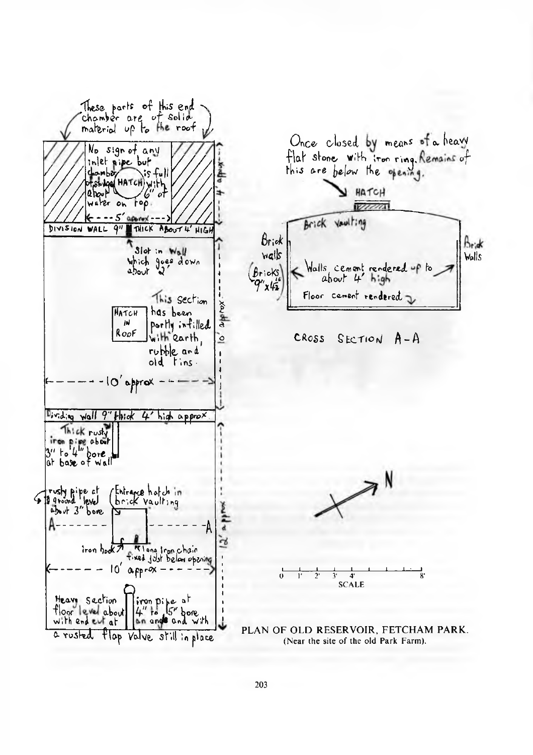These parts of this end chamber are of solid material up to the roof

No sign of any inlet pipe but chamber is full of sludge with about 6" of water on top.

HATCH

5' approx

4' approx

DIVISION WALL 9" THICK ABOUT 4' HIGH

Slot in wall which goes down about 2'

This section has been partly infilled with earth, rubble and old tins.

HATCH IN ROOF

10' approx

10' approx

Dividing wall 9" thick 4' high approx.

Thick rusty iron pipe about 3" to 4" bore at base of wall

rusty pipe at ground level about 3" bore

Entrance hatch in brick vaulting

A — A

iron hook

long iron chain fixed just below opening

10' approx

12' approx

Heavy section iron pipe at floor level about 4" to 5" bore with end cut at an angle and with a rusted flap valve still in place

Once closed by means of a heavy flat stone with iron ring. Remains of this are below the opening.

HATCH

Brick vaulting

Brick walls

(Bricks 9"x4½")

Walls cement rendered up to about 4' high

Floor cement rendered

Brick walls

CROSS SECTION A-A

N

0 1' 2' 3' 4' 8'
SCALE

PLAN OF OLD RESERVOIR, FETCHAM PARK.
(Near the site of the old Park Farm).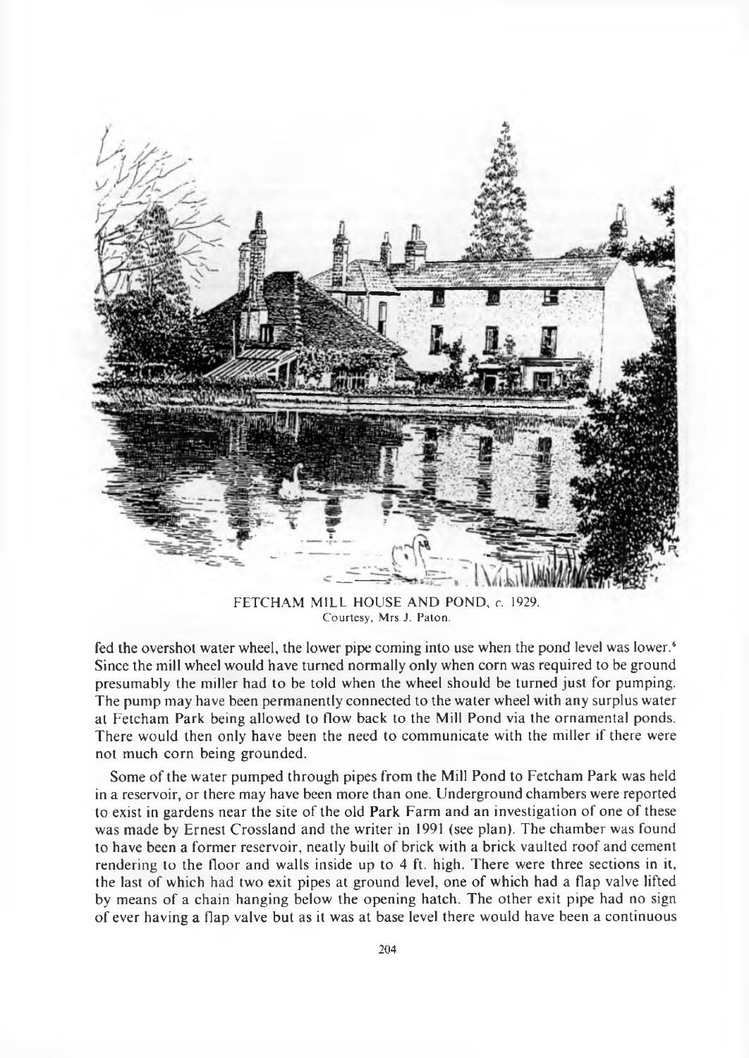FETCHAM MILL HOUSE AND POND, *c.* 1929.
Courtesy, Mrs J. Paton.

fed the overshot water wheel, the lower pipe coming into use when the pond level was lower.[6] Since the mill wheel would have turned normally only when corn was required to be ground presumably the miller had to be told when the wheel should be turned just for pumping. The pump may have been permanently connected to the water wheel with any surplus water at Fetcham Park being allowed to flow back to the Mill Pond via the ornamental ponds. There would then only have been the need to communicate with the miller if there were not much corn being grounded.

Some of the water pumped through pipes from the Mill Pond to Fetcham Park was held in a reservoir, or there may have been more than one. Underground chambers were reported to exist in gardens near the site of the old Park Farm and an investigation of one of these was made by Ernest Crossland and the writer in 1991 (see plan). The chamber was found to have been a former reservoir, neatly built of brick with a brick vaulted roof and cement rendering to the floor and walls inside up to 4 ft. high. There were three sections in it, the last of which had two exit pipes at ground level, one of which had a flap valve lifted by means of a chain hanging below the opening hatch. The other exit pipe had no sign of ever having a flap valve but as it was at base level there would have been a continuous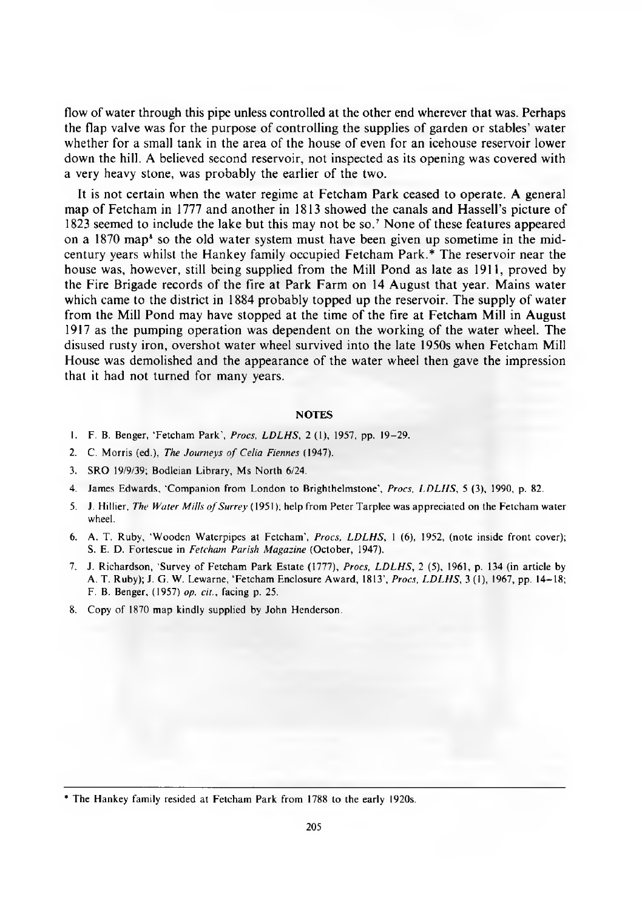flow of water through this pipe unless controlled at the other end wherever that was. Perhaps the flap valve was for the purpose of controlling the supplies of garden or stables' water whether for a small tank in the area of the house of even for an icehouse reservoir lower down the hill. A believed second reservoir, not inspected as its opening was covered with a very heavy stone, was probably the earlier of the two.

It is not certain when the water regime at Fetcham Park ceased to operate. A general map of Fetcham in 1777 and another in 1813 showed the canals and Hassell's picture of 1823 seemed to include the lake but this may not be so.[7] None of these features appeared on a 1870 map[8] so the old water system must have been given up sometime in the mid-century years whilst the Hankey family occupied Fetcham Park.* The reservoir near the house was, however, still being supplied from the Mill Pond as late as 1911, proved by the Fire Brigade records of the fire at Park Farm on 14 August that year. Mains water which came to the district in 1884 probably topped up the reservoir. The supply of water from the Mill Pond may have stopped at the time of the fire at Fetcham Mill in August 1917 as the pumping operation was dependent on the working of the water wheel. The disused rusty iron, overshot water wheel survived into the late 1950s when Fetcham Mill House was demolished and the appearance of the water wheel then gave the impression that it had not turned for many years.

## NOTES

1. F. B. Benger, 'Fetcham Park', *Procs, LDLHS*, 2 (1), 1957, pp. 19–29.
2. C. Morris (ed.), *The Journeys of Celia Fiennes* (1947).
3. SRO 19/9/39; Bodleian Library, Ms North 6/24.
4. James Edwards, 'Companion from London to Brighthelmstone', *Procs, LDLHS*, 5 (3), 1990, p. 82.
5. J. Hillier, *The Water Mills of Surrey* (1951); help from Peter Tarplee was appreciated on the Fetcham water wheel.
6. A. T. Ruby, 'Wooden Waterpipes at Fetcham', *Procs, LDLHS*, 1 (6), 1952, (note inside front cover); S. E. D. Fortescue in *Fetcham Parish Magazine* (October, 1947).
7. J. Richardson, 'Survey of Fetcham Park Estate (1777), *Procs, LDLHS*, 2 (5), 1961, p. 134 (in article by A. T. Ruby); J. G. W. Lewarne, 'Fetcham Enclosure Award, 1813', *Procs, LDLHS*, 3 (1), 1967, pp. 14–18; F. B. Benger, (1957) *op. cit.*, facing p. 25.
8. Copy of 1870 map kindly supplied by John Henderson.

* The Hankey family resided at Fetcham Park from 1788 to the early 1920s.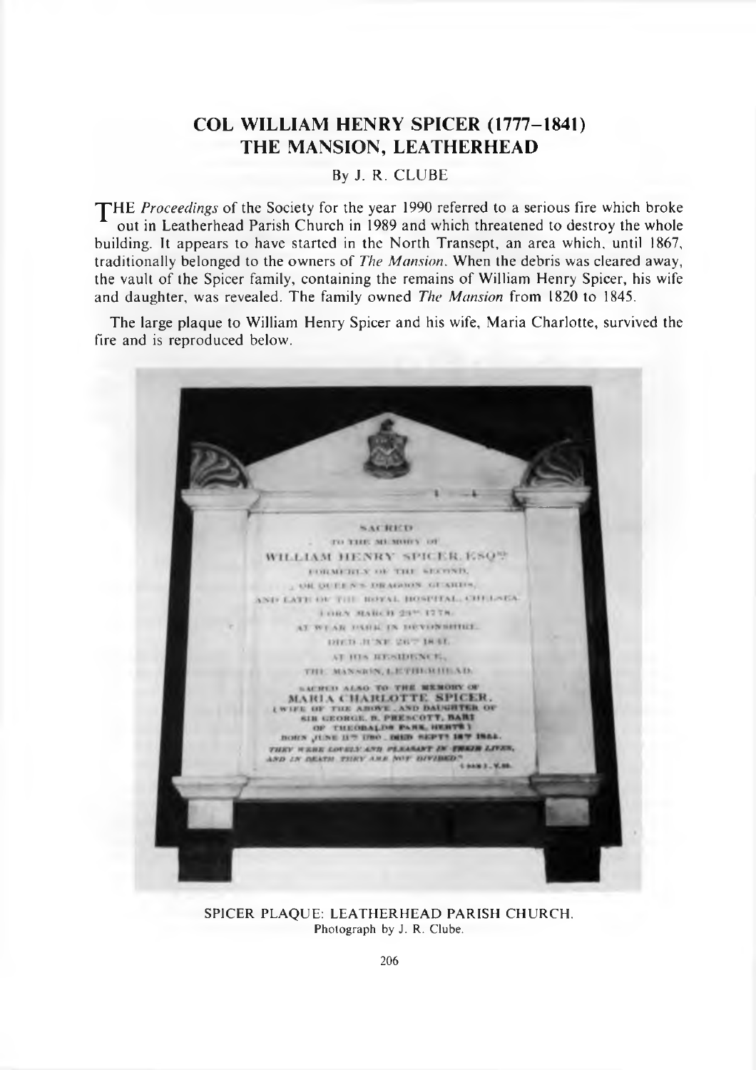## COL WILLIAM HENRY SPICER (1777–1841) THE MANSION, LEATHERHEAD

By J. R. CLUBE

THE *Proceedings* of the Society for the year 1990 referred to a serious fire which broke out in Leatherhead Parish Church in 1989 and which threatened to destroy the whole building. It appears to have started in the North Transept, an area which, until 1867, traditionally belonged to the owners of *The Mansion*. When the debris was cleared away, the vault of the Spicer family, containing the remains of William Henry Spicer, his wife and daughter, was revealed. The family owned *The Mansion* from 1820 to 1845.

The large plaque to William Henry Spicer and his wife, Maria Charlotte, survived the fire and is reproduced below.

SPICER PLAQUE: LEATHERHEAD PARISH CHURCH.
Photograph by J. R. Clube.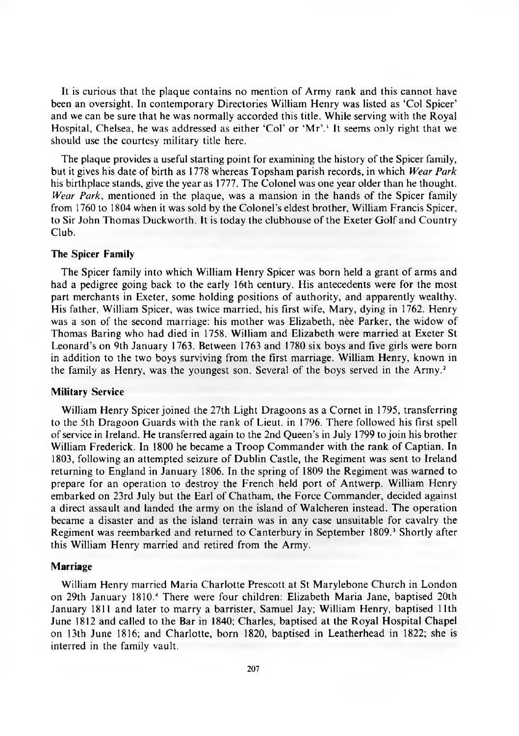It is curious that the plaque contains no mention of Army rank and this cannot have been an oversight. In contemporary Directories William Henry was listed as 'Col Spicer' and we can be sure that he was normally accorded this title. While serving with the Royal Hospital, Chelsea, he was addressed as either 'Col' or 'Mr'.[1] It seems only right that we should use the courtesy military title here.

The plaque provides a useful starting point for examining the history of the Spicer family, but it gives his date of birth as 1778 whereas Topsham parish records, in which *Wear Park* his birthplace stands, give the year as 1777. The Colonel was one year older than he thought. *Wear Park*, mentioned in the plaque, was a mansion in the hands of the Spicer family from 1760 to 1804 when it was sold by the Colonel's eldest brother, William Francis Spicer, to Sir John Thomas Duckworth. It is today the clubhouse of the Exeter Golf and Country Club.

### The Spicer Family

The Spicer family into which William Henry Spicer was born held a grant of arms and had a pedigree going back to the early 16th century. His antecedents were for the most part merchants in Exeter, some holding positions of authority, and apparently wealthy. His father, William Spicer, was twice married, his first wife, Mary, dying in 1762. Henry was a son of the second marriage: his mother was Elizabeth, née Parker, the widow of Thomas Baring who had died in 1758. William and Elizabeth were married at Exeter St Leonard's on 9th January 1763. Between 1763 and 1780 six boys and five girls were born in addition to the two boys surviving from the first marriage. William Henry, known in the family as Henry, was the youngest son. Several of the boys served in the Army.[2]

### Military Service

William Henry Spicer joined the 27th Light Dragoons as a Cornet in 1795, transferring to the 5th Dragoon Guards with the rank of Lieut. in 1796. There followed his first spell of service in Ireland. He transferred again to the 2nd Queen's in July 1799 to join his brother William Frederick. In 1800 he became a Troop Commander with the rank of Captian. In 1803, following an attempted seizure of Dublin Castle, the Regiment was sent to Ireland returning to England in January 1806. In the spring of 1809 the Regiment was warned to prepare for an operation to destroy the French held port of Antwerp. William Henry embarked on 23rd July but the Earl of Chatham, the Force Commander, decided against a direct assault and landed the army on the island of Walcheren instead. The operation became a disaster and as the island terrain was in any case unsuitable for cavalry the Regiment was reembarked and returned to Canterbury in September 1809.[3] Shortly after this William Henry married and retired from the Army.

### Marriage

William Henry married Maria Charlotte Prescott at St Marylebone Church in London on 29th January 1810.[4] There were four children: Elizabeth Maria Jane, baptised 20th January 1811 and later to marry a barrister, Samuel Jay; William Henry, baptised 11th June 1812 and called to the Bar in 1840; Charles, baptised at the Royal Hospital Chapel on 13th June 1816; and Charlotte, born 1820, baptised in Leatherhead in 1822; she is interred in the family vault.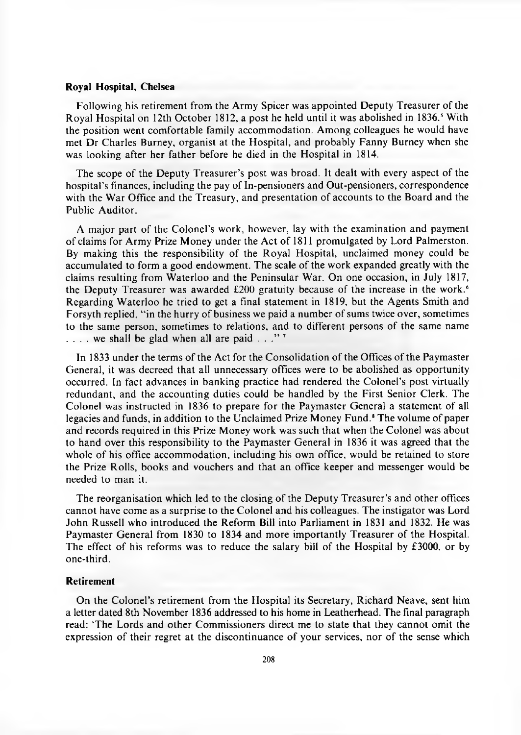### Royal Hospital, Chelsea

Following his retirement from the Army Spicer was appointed Deputy Treasurer of the Royal Hospital on 12th October 1812, a post he held until it was abolished in 1836.[5] With the position went comfortable family accommodation. Among colleagues he would have met Dr Charles Burney, organist at the Hospital, and probably Fanny Burney when she was looking after her father before he died in the Hospital in 1814.

The scope of the Deputy Treasurer's post was broad. It dealt with every aspect of the hospital's finances, including the pay of In-pensioners and Out-pensioners, correspondence with the War Office and the Treasury, and presentation of accounts to the Board and the Public Auditor.

A major part of the Colonel's work, however, lay with the examination and payment of claims for Army Prize Money under the Act of 1811 promulgated by Lord Palmerston. By making this the responsibility of the Royal Hospital, unclaimed money could be accumulated to form a good endowment. The scale of the work expanded greatly with the claims resulting from Waterloo and the Peninsular War. On one occasion, in July 1817, the Deputy Treasurer was awarded £200 gratuity because of the increase in the work.[6] Regarding Waterloo he tried to get a final statement in 1819, but the Agents Smith and Forsyth replied, "in the hurry of business we paid a number of sums twice over, sometimes to the same person, sometimes to relations, and to different persons of the same name . . . . we shall be glad when all are paid . . ."[7]

In 1833 under the terms of the Act for the Consolidation of the Offices of the Paymaster General, it was decreed that all unnecessary offices were to be abolished as opportunity occurred. In fact advances in banking practice had rendered the Colonel's post virtually redundant, and the accounting duties could be handled by the First Senior Clerk. The Colonel was instructed in 1836 to prepare for the Paymaster General a statement of all legacies and funds, in addition to the Unclaimed Prize Money Fund.[8] The volume of paper and records required in this Prize Money work was such that when the Colonel was about to hand over this responsibility to the Paymaster General in 1836 it was agreed that the whole of his office accommodation, including his own office, would be retained to store the Prize Rolls, books and vouchers and that an office keeper and messenger would be needed to man it.

The reorganisation which led to the closing of the Deputy Treasurer's and other offices cannot have come as a surprise to the Colonel and his colleagues. The instigator was Lord John Russell who introduced the Reform Bill into Parliament in 1831 and 1832. He was Paymaster General from 1830 to 1834 and more importantly Treasurer of the Hospital. The effect of his reforms was to reduce the salary bill of the Hospital by £3000, or by one-third.

### Retirement

On the Colonel's retirement from the Hospital its Secretary, Richard Neave, sent him a letter dated 8th November 1836 addressed to his home in Leatherhead. The final paragraph read: 'The Lords and other Commissioners direct me to state that they cannot omit the expression of their regret at the discontinuance of your services, nor of the sense which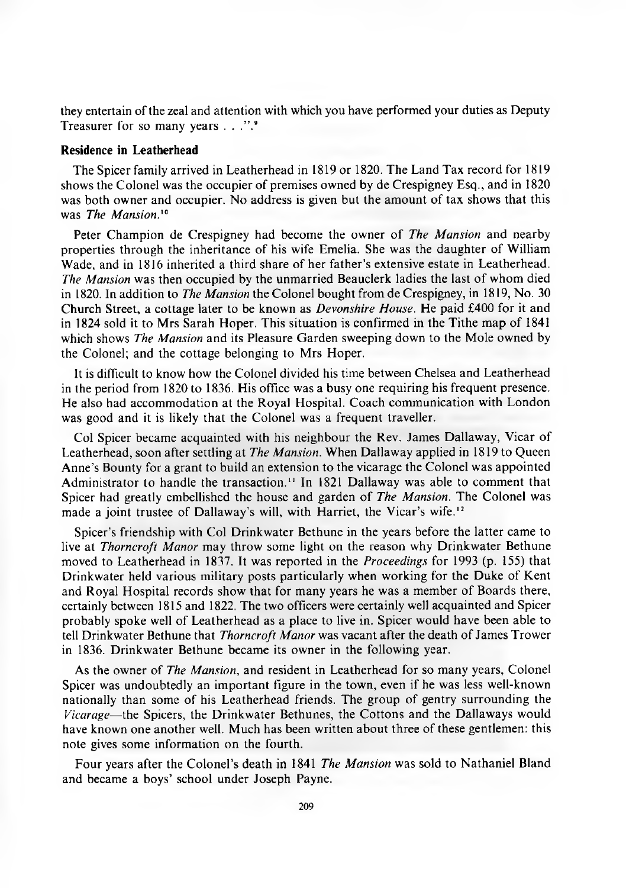they entertain of the zeal and attention with which you have performed your duties as Deputy Treasurer for so many years . . .".[9]

**Residence in Leatherhead**

The Spicer family arrived in Leatherhead in 1819 or 1820. The Land Tax record for 1819 shows the Colonel was the occupier of premises owned by de Crespigney Esq., and in 1820 was both owner and occupier. No address is given but the amount of tax shows that this was *The Mansion*.[10]

Peter Champion de Crespigney had become the owner of *The Mansion* and nearby properties through the inheritance of his wife Emelia. She was the daughter of William Wade, and in 1816 inherited a third share of her father's extensive estate in Leatherhead. *The Mansion* was then occupied by the unmarried Beauclerk ladies the last of whom died in 1820. In addition to *The Mansion* the Colonel bought from de Crespigney, in 1819, No. 30 Church Street, a cottage later to be known as *Devonshire House*. He paid £400 for it and in 1824 sold it to Mrs Sarah Hoper. This situation is confirmed in the Tithe map of 1841 which shows *The Mansion* and its Pleasure Garden sweeping down to the Mole owned by the Colonel; and the cottage belonging to Mrs Hoper.

It is difficult to know how the Colonel divided his time between Chelsea and Leatherhead in the period from 1820 to 1836. His office was a busy one requiring his frequent presence. He also had accommodation at the Royal Hospital. Coach communication with London was good and it is likely that the Colonel was a frequent traveller.

Col Spicer became acquainted with his neighbour the Rev. James Dallaway, Vicar of Leatherhead, soon after settling at *The Mansion*. When Dallaway applied in 1819 to Queen Anne's Bounty for a grant to build an extension to the vicarage the Colonel was appointed Administrator to handle the transaction.[11] In 1821 Dallaway was able to comment that Spicer had greatly embellished the house and garden of *The Mansion*. The Colonel was made a joint trustee of Dallaway's will, with Harriet, the Vicar's wife.[12]

Spicer's friendship with Col Drinkwater Bethune in the years before the latter came to live at *Thorncroft Manor* may throw some light on the reason why Drinkwater Bethune moved to Leatherhead in 1837. It was reported in the *Proceedings* for 1993 (p. 155) that Drinkwater held various military posts particularly when working for the Duke of Kent and Royal Hospital records show that for many years he was a member of Boards there, certainly between 1815 and 1822. The two officers were certainly well acquainted and Spicer probably spoke well of Leatherhead as a place to live in. Spicer would have been able to tell Drinkwater Bethune that *Thorncroft Manor* was vacant after the death of James Trower in 1836. Drinkwater Bethune became its owner in the following year.

As the owner of *The Mansion*, and resident in Leatherhead for so many years, Colonel Spicer was undoubtedly an important figure in the town, even if he was less well-known nationally than some of his Leatherhead friends. The group of gentry surrounding the *Vicarage*—the Spicers, the Drinkwater Bethunes, the Cottons and the Dallaways would have known one another well. Much has been written about three of these gentlemen: this note gives some information on the fourth.

Four years after the Colonel's death in 1841 *The Mansion* was sold to Nathaniel Bland and became a boys' school under Joseph Payne.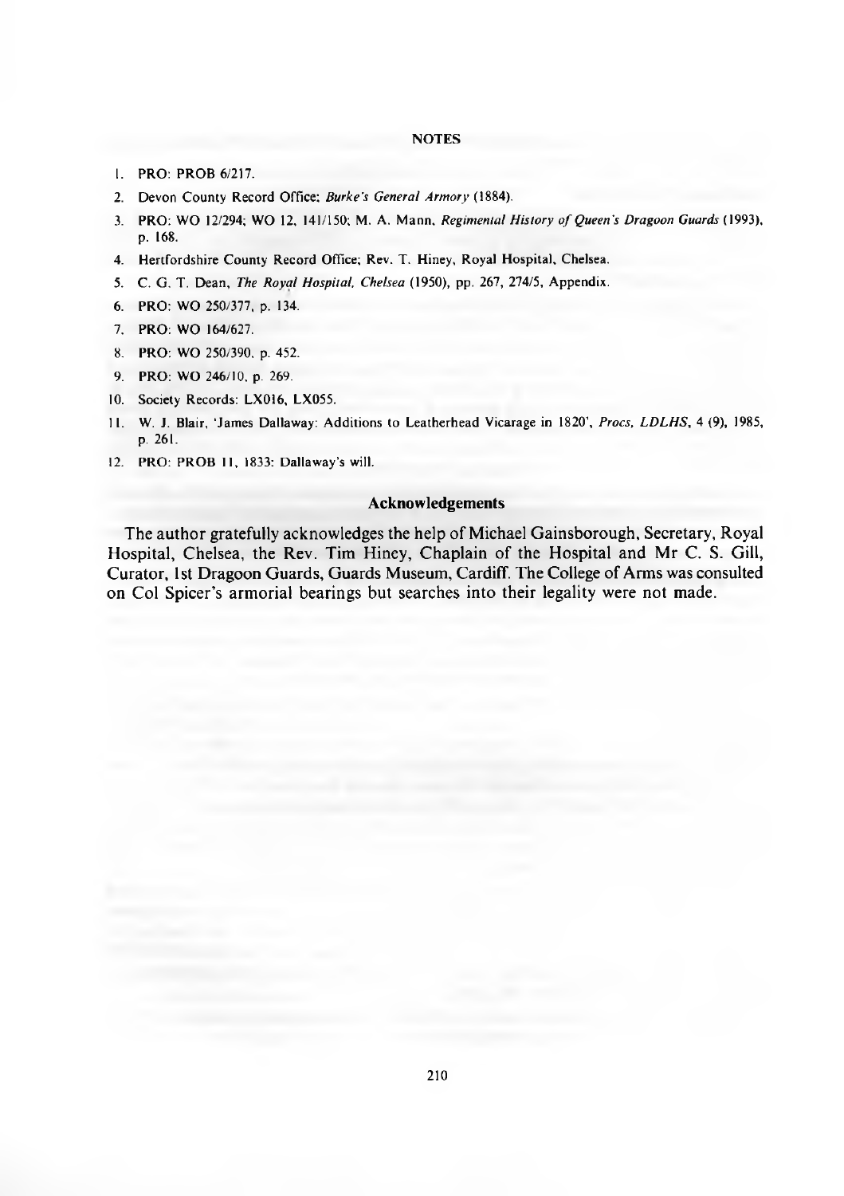## NOTES

1. PRO: PROB 6/217.
2. Devon County Record Office; *Burke's General Armory* (1884).
3. PRO: WO 12/294; WO 12, 141/150; M. A. Mann, *Regimental History of Queen's Dragoon Guards* (1993), p. 168.
4. Hertfordshire County Record Office; Rev. T. Hiney, Royal Hospital, Chelsea.
5. C. G. T. Dean, *The Royal Hospital, Chelsea* (1950), pp. 267, 274/5, Appendix.
6. PRO: WO 250/377, p. 134.
7. PRO: WO 164/627.
8. PRO: WO 250/390, p. 452.
9. PRO: WO 246/10, p. 269.
10. Society Records: LX016, LX055.
11. W. J. Blair, 'James Dallaway: Additions to Leatherhead Vicarage in 1820', *Procs, LDLHS*, 4 (9), 1985, p. 261.
12. PRO: PROB 11, 1833: Dallaway's will.

### Acknowledgements

The author gratefully acknowledges the help of Michael Gainsborough, Secretary, Royal Hospital, Chelsea, the Rev. Tim Hiney, Chaplain of the Hospital and Mr C. S. Gill, Curator, 1st Dragoon Guards, Guards Museum, Cardiff. The College of Arms was consulted on Col Spicer's armorial bearings but searches into their legality were not made.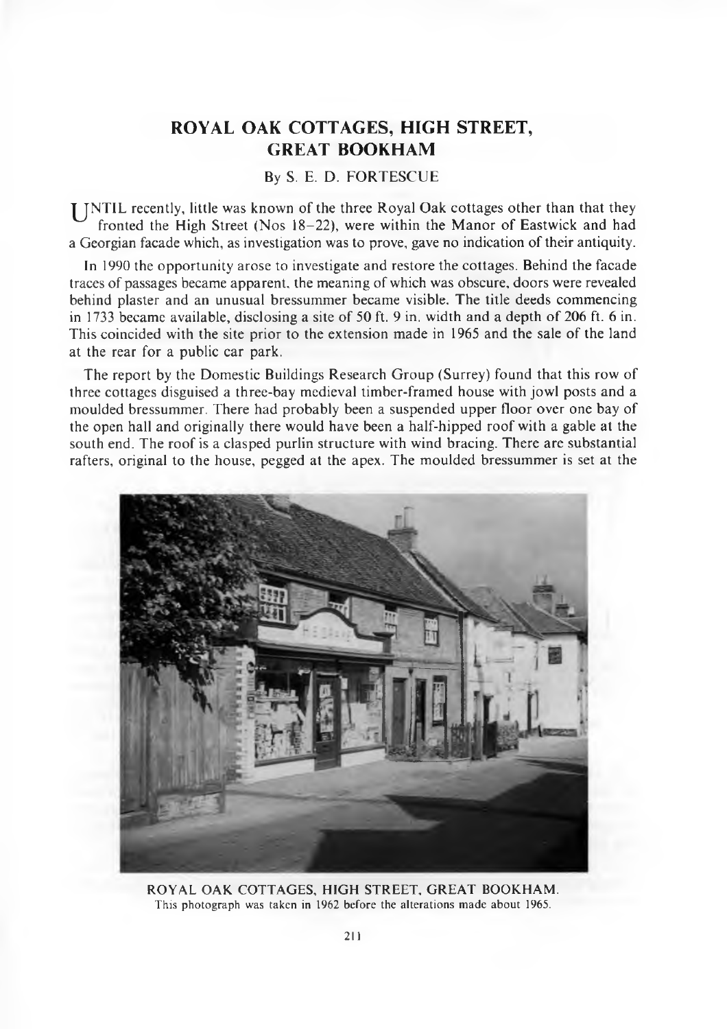# ROYAL OAK COTTAGES, HIGH STREET, GREAT BOOKHAM

By S. E. D. FORTESCUE

UNTIL recently, little was known of the three Royal Oak cottages other than that they fronted the High Street (Nos 18–22), were within the Manor of Eastwick and had a Georgian facade which, as investigation was to prove, gave no indication of their antiquity.

In 1990 the opportunity arose to investigate and restore the cottages. Behind the facade traces of passages became apparent, the meaning of which was obscure, doors were revealed behind plaster and an unusual bressummer became visible. The title deeds commencing in 1733 became available, disclosing a site of 50 ft. 9 in. width and a depth of 206 ft. 6 in. This coincided with the site prior to the extension made in 1965 and the sale of the land at the rear for a public car park.

The report by the Domestic Buildings Research Group (Surrey) found that this row of three cottages disguised a three-bay medieval timber-framed house with jowl posts and a moulded bressummer. There had probably been a suspended upper floor over one bay of the open hall and originally there would have been a half-hipped roof with a gable at the south end. The roof is a clasped purlin structure with wind bracing. There are substantial rafters, original to the house, pegged at the apex. The moulded bressummer is set at the

ROYAL OAK COTTAGES, HIGH STREET, GREAT BOOKHAM.
This photograph was taken in 1962 before the alterations made about 1965.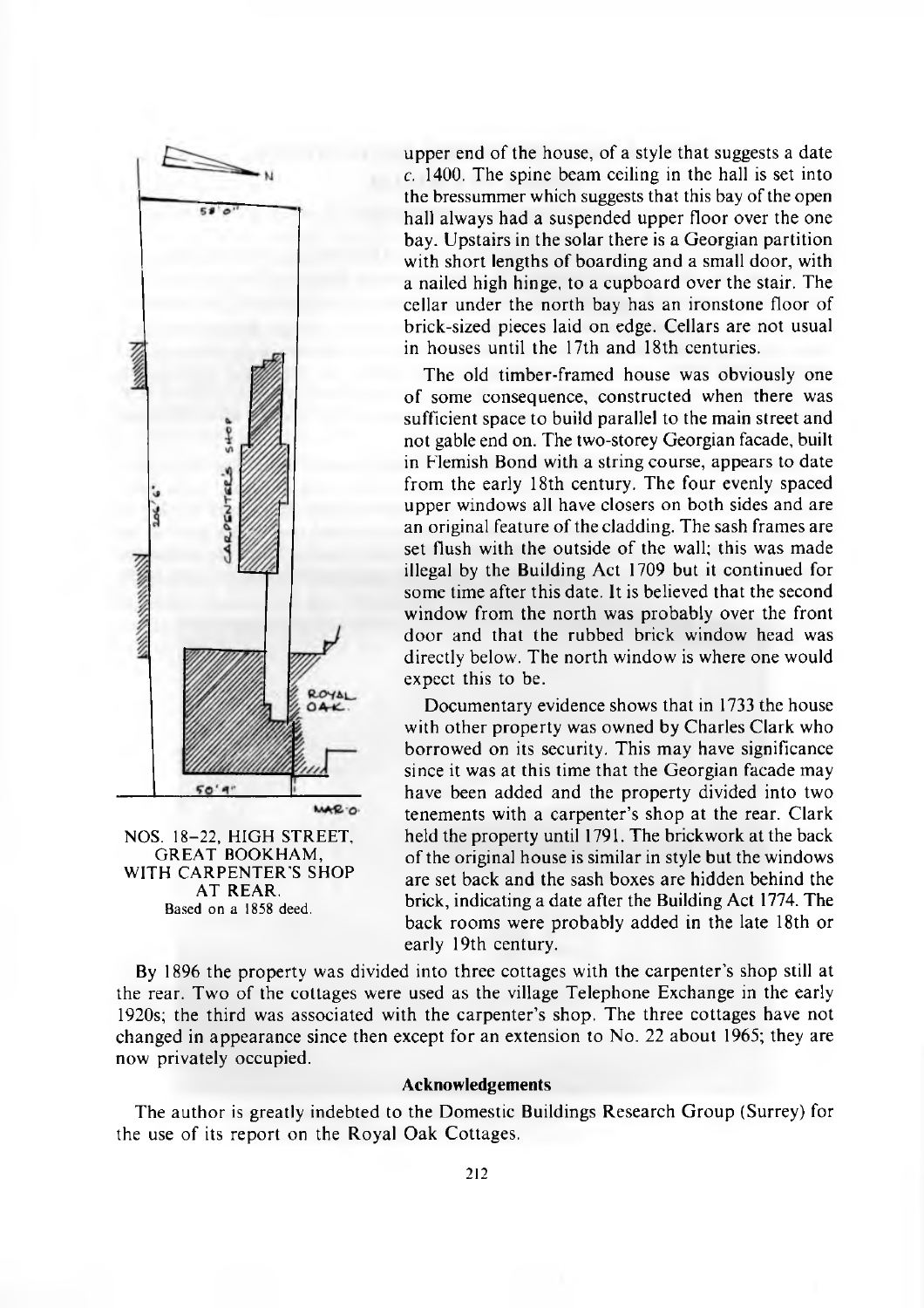upper end of the house, of a style that suggests a date *c.* 1400. The spine beam ceiling in the hall is set into the bressummer which suggests that this bay of the open hall always had a suspended upper floor over the one bay. Upstairs in the solar there is a Georgian partition with short lengths of boarding and a small door, with a nailed high hinge, to a cupboard over the stair. The cellar under the north bay has an ironstone floor of brick-sized pieces laid on edge. Cellars are not usual in houses until the 17th and 18th centuries.

The old timber-framed house was obviously one of some consequence, constructed when there was sufficient space to build parallel to the main street and not gable end on. The two-storey Georgian facade, built in Flemish Bond with a string course, appears to date from the early 18th century. The four evenly spaced upper windows all have closers on both sides and are an original feature of the cladding. The sash frames are set flush with the outside of the wall; this was made illegal by the Building Act 1709 but it continued for some time after this date. It is believed that the second window from the north was probably over the front door and that the rubbed brick window head was directly below. The north window is where one would expect this to be.

Documentary evidence shows that in 1733 the house with other property was owned by Charles Clark who borrowed on its security. This may have significance since it was at this time that the Georgian facade may have been added and the property divided into two tenements with a carpenter's shop at the rear. Clark held the property until 1791. The brickwork at the back of the original house is similar in style but the windows are set back and the sash boxes are hidden behind the brick, indicating a date after the Building Act 1774. The back rooms were probably added in the late 18th or early 19th century.

NOS. 18–22, HIGH STREET, GREAT BOOKHAM, WITH CARPENTER'S SHOP AT REAR.
Based on a 1858 deed.

By 1896 the property was divided into three cottages with the carpenter's shop still at the rear. Two of the cottages were used as the village Telephone Exchange in the early 1920s; the third was associated with the carpenter's shop. The three cottages have not changed in appearance since then except for an extension to No. 22 about 1965; they are now privately occupied.

### Acknowledgements

The author is greatly indebted to the Domestic Buildings Research Group (Surrey) for the use of its report on the Royal Oak Cottages.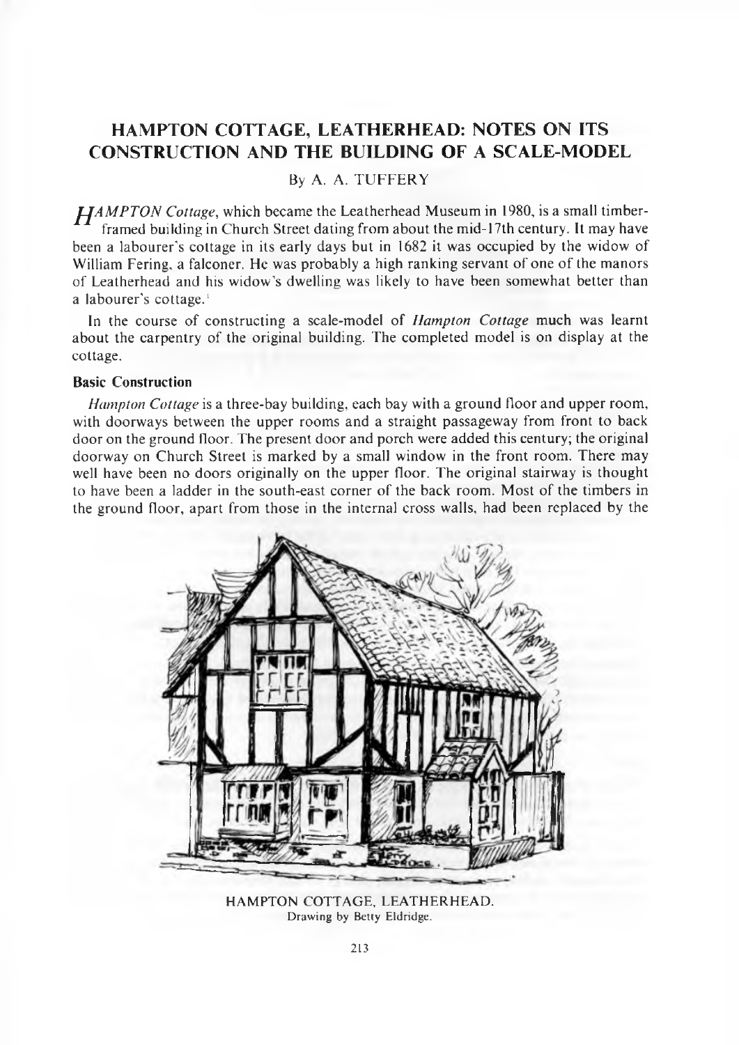# HAMPTON COTTAGE, LEATHERHEAD: NOTES ON ITS CONSTRUCTION AND THE BUILDING OF A SCALE-MODEL

By A. A. TUFFERY

*HAMPTON Cottage*, which became the Leatherhead Museum in 1980, is a small timber-framed building in Church Street dating from about the mid-17th century. It may have been a labourer's cottage in its early days but in 1682 it was occupied by the widow of William Fering, a falconer. He was probably a high ranking servant of one of the manors of Leatherhead and his widow's dwelling was likely to have been somewhat better than a labourer's cottage.[1]

In the course of constructing a scale-model of *Hampton Cottage* much was learnt about the carpentry of the original building. The completed model is on display at the cottage.

### Basic Construction

*Hampton Cottage* is a three-bay building, each bay with a ground floor and upper room, with doorways between the upper rooms and a straight passageway from front to back door on the ground floor. The present door and porch were added this century; the original doorway on Church Street is marked by a small window in the front room. There may well have been no doors originally on the upper floor. The original stairway is thought to have been a ladder in the south-east corner of the back room. Most of the timbers in the ground floor, apart from those in the internal cross walls, had been replaced by the

HAMPTON COTTAGE, LEATHERHEAD.
Drawing by Betty Eldridge.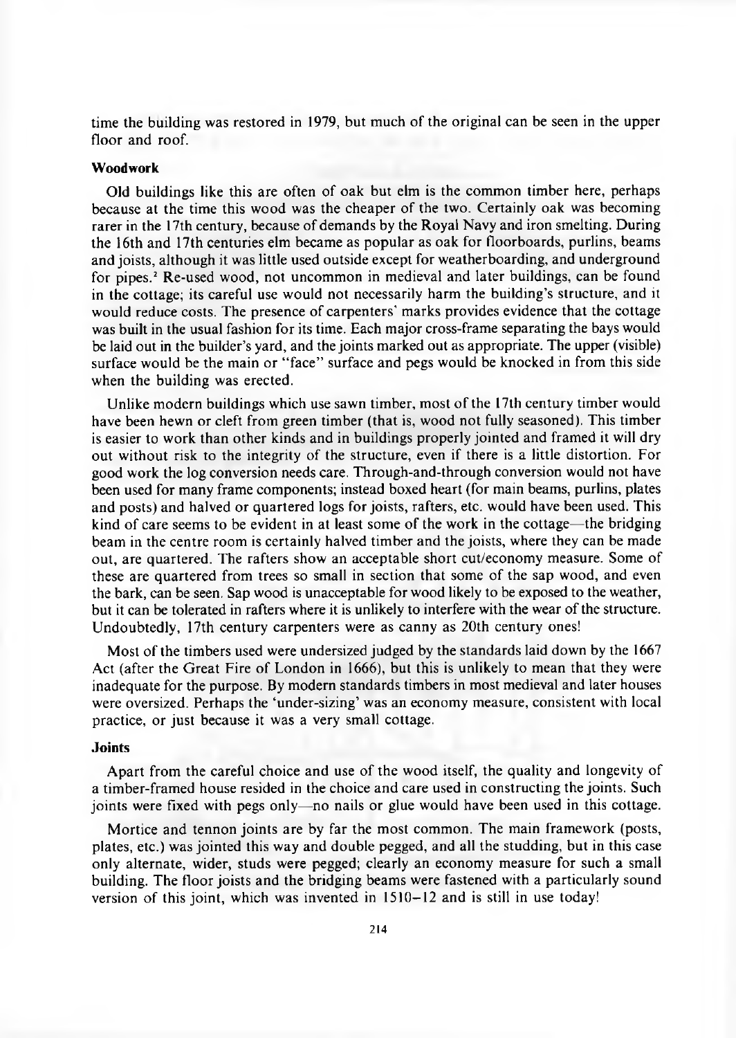time the building was restored in 1979, but much of the original can be seen in the upper floor and roof.

### Woodwork

Old buildings like this are often of oak but elm is the common timber here, perhaps because at the time this wood was the cheaper of the two. Certainly oak was becoming rarer in the 17th century, because of demands by the Royal Navy and iron smelting. During the 16th and 17th centuries elm became as popular as oak for floorboards, purlins, beams and joists, although it was little used outside except for weatherboarding, and underground for pipes.[2] Re-used wood, not uncommon in medieval and later buildings, can be found in the cottage; its careful use would not necessarily harm the building's structure, and it would reduce costs. The presence of carpenters' marks provides evidence that the cottage was built in the usual fashion for its time. Each major cross-frame separating the bays would be laid out in the builder's yard, and the joints marked out as appropriate. The upper (visible) surface would be the main or "face" surface and pegs would be knocked in from this side when the building was erected.

Unlike modern buildings which use sawn timber, most of the 17th century timber would have been hewn or cleft from green timber (that is, wood not fully seasoned). This timber is easier to work than other kinds and in buildings properly jointed and framed it will dry out without risk to the integrity of the structure, even if there is a little distortion. For good work the log conversion needs care. Through-and-through conversion would not have been used for many frame components; instead boxed heart (for main beams, purlins, plates and posts) and halved or quartered logs for joists, rafters, etc. would have been used. This kind of care seems to be evident in at least some of the work in the cottage—the bridging beam in the centre room is certainly halved timber and the joists, where they can be made out, are quartered. The rafters show an acceptable short cut/economy measure. Some of these are quartered from trees so small in section that some of the sap wood, and even the bark, can be seen. Sap wood is unacceptable for wood likely to be exposed to the weather, but it can be tolerated in rafters where it is unlikely to interfere with the wear of the structure. Undoubtedly, 17th century carpenters were as canny as 20th century ones!

Most of the timbers used were undersized judged by the standards laid down by the 1667 Act (after the Great Fire of London in 1666), but this is unlikely to mean that they were inadequate for the purpose. By modern standards timbers in most medieval and later houses were oversized. Perhaps the 'under-sizing' was an economy measure, consistent with local practice, or just because it was a very small cottage.

### Joints

Apart from the careful choice and use of the wood itself, the quality and longevity of a timber-framed house resided in the choice and care used in constructing the joints. Such joints were fixed with pegs only—no nails or glue would have been used in this cottage.

Mortice and tennon joints are by far the most common. The main framework (posts, plates, etc.) was jointed this way and double pegged, and all the studding, but in this case only alternate, wider, studs were pegged; clearly an economy measure for such a small building. The floor joists and the bridging beams were fastened with a particularly sound version of this joint, which was invented in 1510–12 and is still in use today!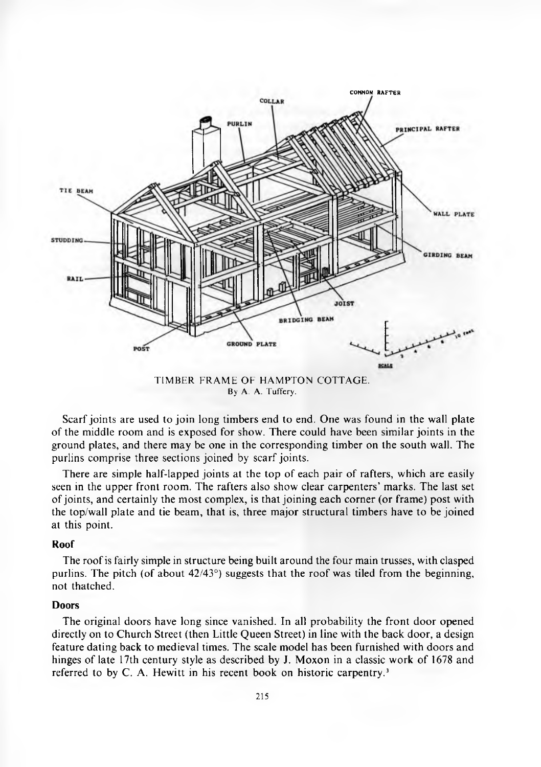TIMBER FRAME OF HAMPTON COTTAGE.
By A. A. Tuffery.

Scarf joints are used to join long timbers end to end. One was found in the wall plate of the middle room and is exposed for show. There could have been similar joints in the ground plates, and there may be one in the corresponding timber on the south wall. The purlins comprise three sections joined by scarf joints.

There are simple half-lapped joints at the top of each pair of rafters, which are easily seen in the upper front room. The rafters also show clear carpenters' marks. The last set of joints, and certainly the most complex, is that joining each corner (or frame) post with the top/wall plate and tie beam, that is, three major structural timbers have to be joined at this point.

### Roof

The roof is fairly simple in structure being built around the four main trusses, with clasped purlins. The pitch (of about 42/43°) suggests that the roof was tiled from the beginning, not thatched.

### Doors

The original doors have long since vanished. In all probability the front door opened directly on to Church Street (then Little Queen Street) in line with the back door, a design feature dating back to medieval times. The scale model has been furnished with doors and hinges of late 17th century style as described by J. Moxon in a classic work of 1678 and referred to by C. A. Hewitt in his recent book on historic carpentry.[3]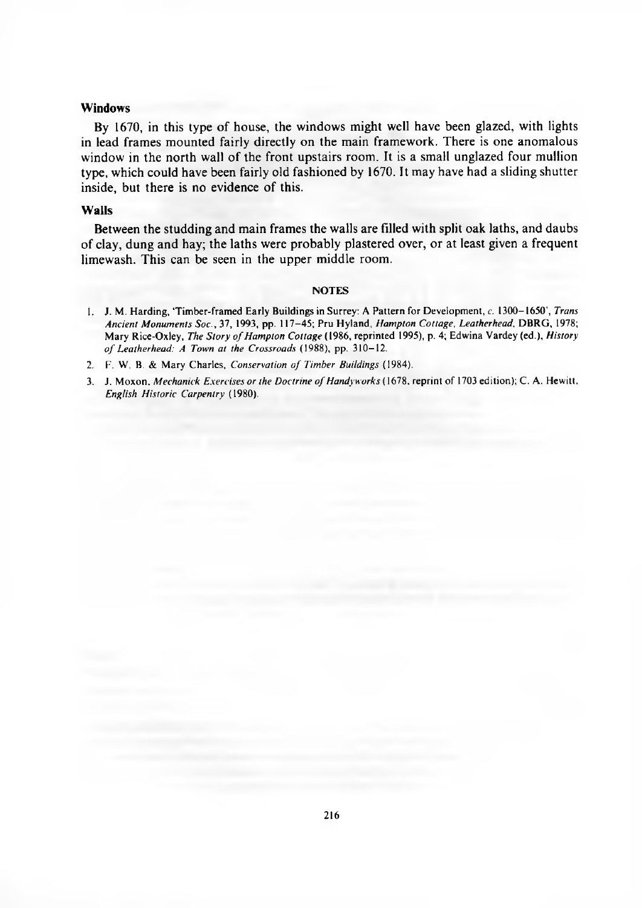### Windows

By 1670, in this type of house, the windows might well have been glazed, with lights in lead frames mounted fairly directly on the main framework. There is one anomalous window in the north wall of the front upstairs room. It is a small unglazed four mullion type, which could have been fairly old fashioned by 1670. It may have had a sliding shutter inside, but there is no evidence of this.

### Walls

Between the studding and main frames the walls are filled with split oak laths, and daubs of clay, dung and hay; the laths were probably plastered over, or at least given a frequent limewash. This can be seen in the upper middle room.

#### NOTES

1. J. M. Harding, 'Timber-framed Early Buildings in Surrey: A Pattern for Development, *c.* 1300–1650', *Trans Ancient Monuments Soc.*, 37, 1993, pp. 117–45; Pru Hyland, *Hampton Cottage, Leatherhead*, DBRG, 1978; Mary Rice-Oxley, *The Story of Hampton Cottage* (1986, reprinted 1995), p. 4; Edwina Vardey (ed.), *History of Leatherhead: A Town at the Crossroads* (1988), pp. 310–12.
2. F. W. B. & Mary Charles, *Conservation of Timber Buildings* (1984).
3. J. Moxon, *Mechanick Exercises or the Doctrine of Handyworks* (1678, reprint of 1703 edition); C. A. Hewitt, *English Historic Carpentry* (1980).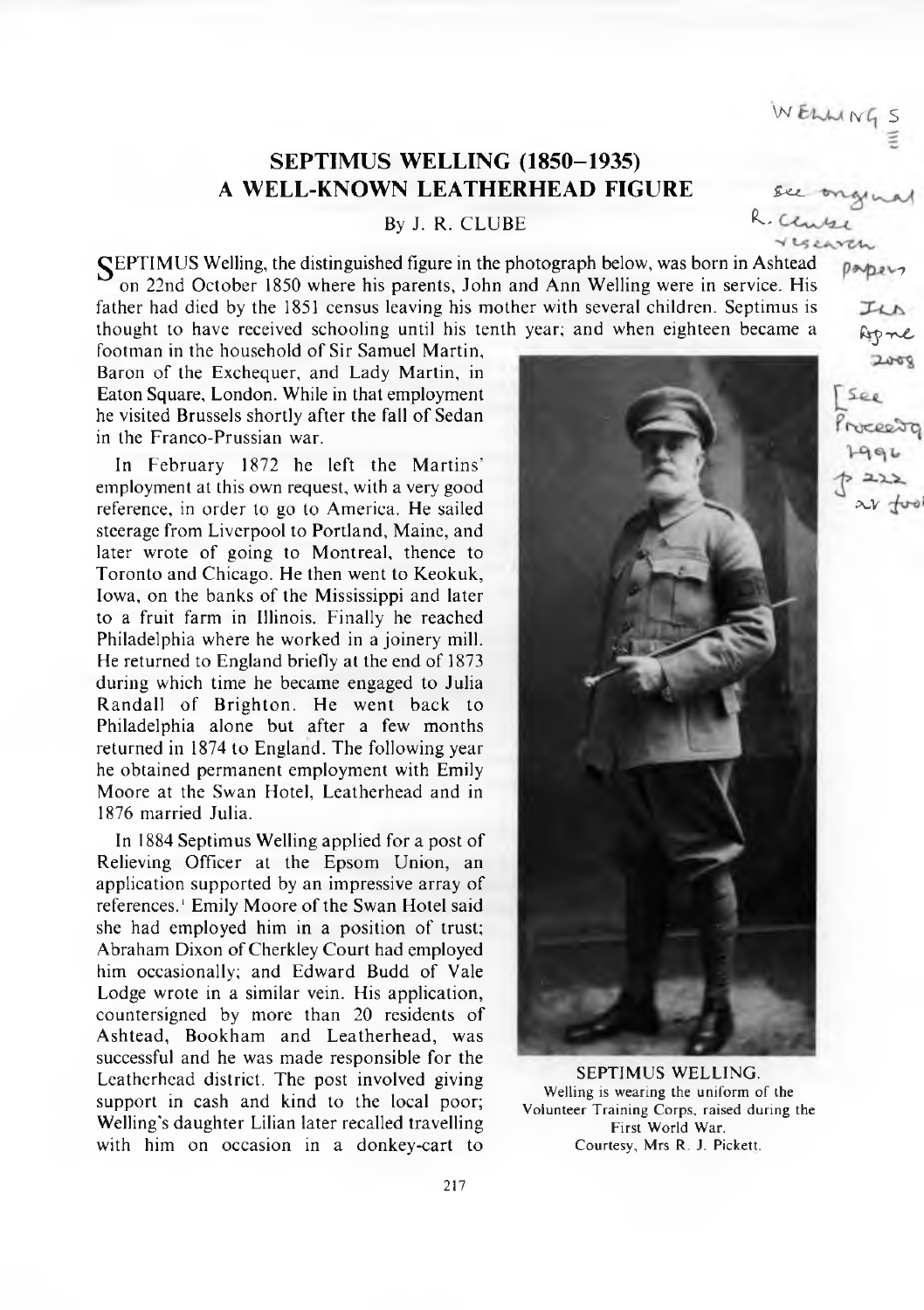# SEPTIMUS WELLING (1850–1935)
# A WELL-KNOWN LEATHERHEAD FIGURE

By J. R. CLUBE

SEPTIMUS Welling, the distinguished figure in the photograph below, was born in Ashtead on 22nd October 1850 where his parents, John and Ann Welling were in service. His father had died by the 1851 census leaving his mother with several children. Septimus is thought to have received schooling until his tenth year; and when eighteen became a footman in the household of Sir Samuel Martin, Baron of the Exchequer, and Lady Martin, in Eaton Square, London. While in that employment he visited Brussels shortly after the fall of Sedan in the Franco-Prussian war.

In February 1872 he left the Martins' employment at this own request, with a very good reference, in order to go to America. He sailed steerage from Liverpool to Portland, Maine, and later wrote of going to Montreal, thence to Toronto and Chicago. He then went to Keokuk, Iowa, on the banks of the Mississippi and later to a fruit farm in Illinois. Finally he reached Philadelphia where he worked in a joinery mill. He returned to England briefly at the end of 1873 during which time he became engaged to Julia Randall of Brighton. He went back to Philadelphia alone but after a few months returned in 1874 to England. The following year he obtained permanent employment with Emily Moore at the Swan Hotel, Leatherhead and in 1876 married Julia.

In 1884 Septimus Welling applied for a post of Relieving Officer at the Epsom Union, an application supported by an impressive array of references.[1] Emily Moore of the Swan Hotel said she had employed him in a position of trust; Abraham Dixon of Cherkley Court had employed him occasionally; and Edward Budd of Vale Lodge wrote in a similar vein. His application, countersigned by more than 20 residents of Ashtead, Bookham and Leatherhead, was successful and he was made responsible for the Leatherhead district. The post involved giving support in cash and kind to the local poor; Welling's daughter Lilian later recalled travelling with him on occasion in a donkey-cart to

SEPTIMUS WELLING.
Welling is wearing the uniform of the Volunteer Training Corps, raised during the First World War.
Courtesy, Mrs R. J. Pickett.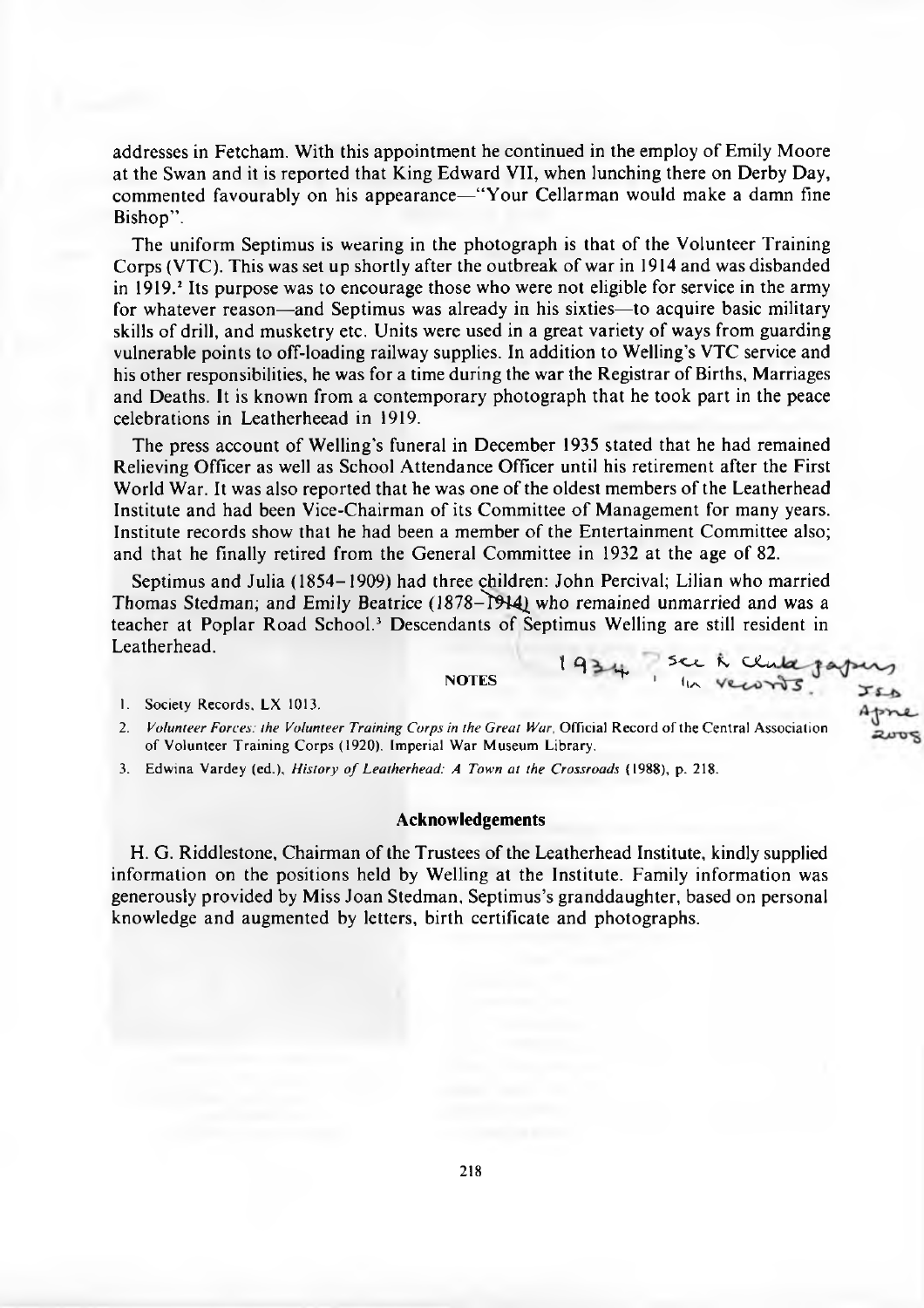addresses in Fetcham. With this appointment he continued in the employ of Emily Moore at the Swan and it is reported that King Edward VII, when lunching there on Derby Day, commented favourably on his appearance—"Your Cellarman would make a damn fine Bishop".

The uniform Septimus is wearing in the photograph is that of the Volunteer Training Corps (VTC). This was set up shortly after the outbreak of war in 1914 and was disbanded in 1919.[2] Its purpose was to encourage those who were not eligible for service in the army for whatever reason—and Septimus was already in his sixties—to acquire basic military skills of drill, and musketry etc. Units were used in a great variety of ways from guarding vulnerable points to off-loading railway supplies. In addition to Welling's VTC service and his other responsibilities, he was for a time during the war the Registrar of Births, Marriages and Deaths. It is known from a contemporary photograph that he took part in the peace celebrations in Leatherheead in 1919.

The press account of Welling's funeral in December 1935 stated that he had remained Relieving Officer as well as School Attendance Officer until his retirement after the First World War. It was also reported that he was one of the oldest members of the Leatherhead Institute and had been Vice-Chairman of its Committee of Management for many years. Institute records show that he had been a member of the Entertainment Committee also; and that he finally retired from the General Committee in 1932 at the age of 82.

Septimus and Julia (1854–1909) had three children: John Percival; Lilian who married Thomas Stedman; and Emily Beatrice (1878–1914) who remained unmarried and was a teacher at Poplar Road School.[3] Descendants of Septimus Welling are still resident in Leatherhead.

1934 ? See R Club papers in records. JSD April 2005

## NOTES

1. Society Records, LX 1013.
2. *Volunteer Forces: the Volunteer Training Corps in the Great War*, Official Record of the Central Association of Volunteer Training Corps (1920). Imperial War Museum Library.
3. Edwina Vardey (ed.), *History of Leatherhead: A Town at the Crossroads* (1988), p. 218.

## Acknowledgements

H. G. Riddlestone, Chairman of the Trustees of the Leatherhead Institute, kindly supplied information on the positions held by Welling at the Institute. Family information was generously provided by Miss Joan Stedman, Septimus's granddaughter, based on personal knowledge and augmented by letters, birth certificate and photographs.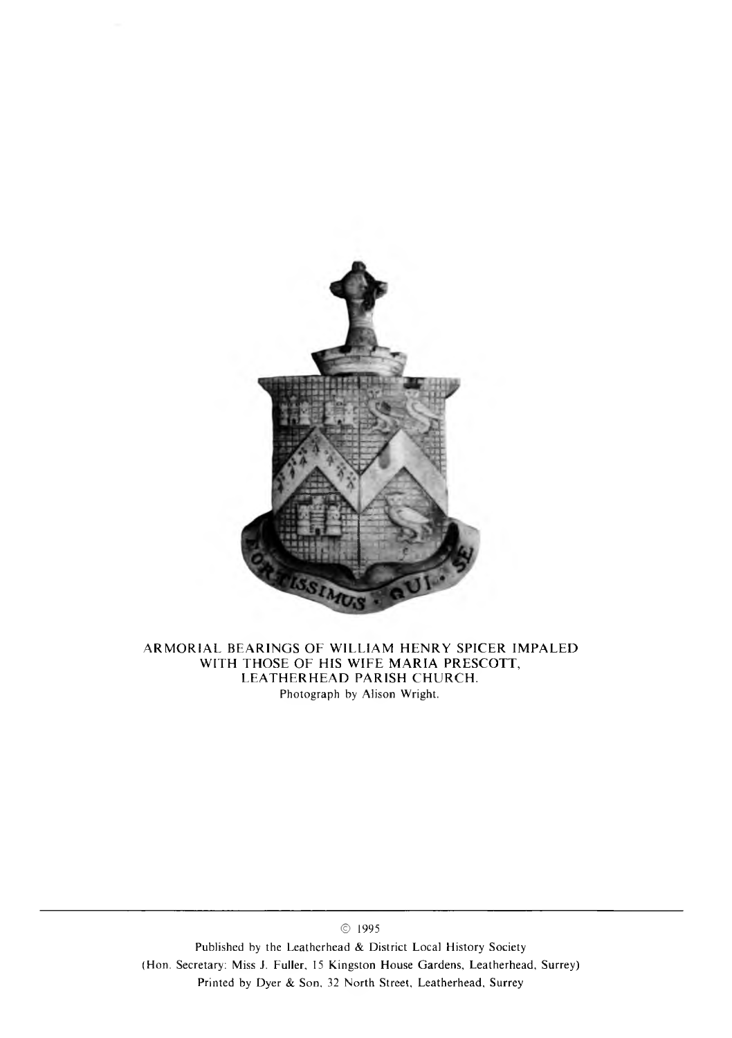ARMORIAL BEARINGS OF WILLIAM HENRY SPICER IMPALED WITH THOSE OF HIS WIFE MARIA PRESCOTT, LEATHERHEAD PARISH CHURCH.

Photograph by Alison Wright.

© 1995

Published by the Leatherhead & District Local History Society

(Hon. Secretary: Miss J. Fuller, 15 Kingston House Gardens, Leatherhead, Surrey)

Printed by Dyer & Son, 32 North Street, Leatherhead, Surrey